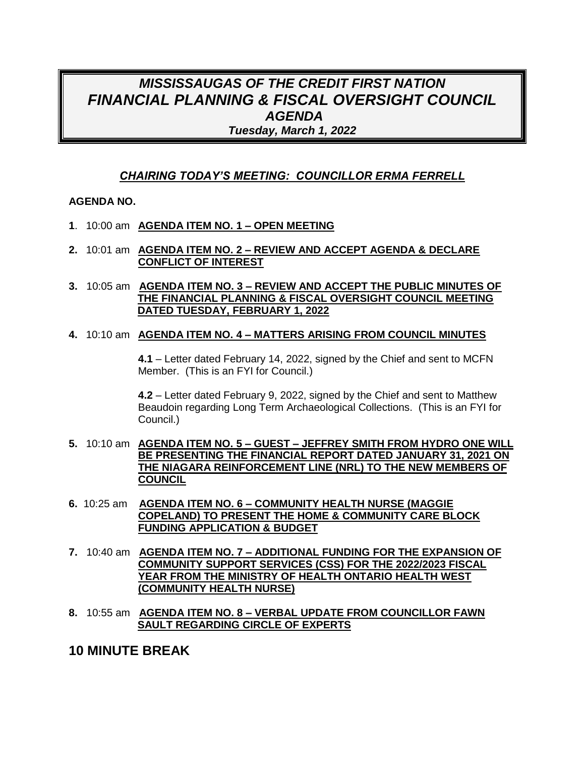# *MISSISSAUGAS OF THE CREDIT FIRST NATION*
# *FINANCIAL PLANNING & FISCAL OVERSIGHT COUNCIL*
# *AGENDA*
### *Tuesday, March 1, 2022*

***CHAIRING TODAY'S MEETING: COUNCILLOR ERMA FERRELL***

**AGENDA NO.**

**1**. 10:00 am **AGENDA ITEM NO. 1 – OPEN MEETING**

**2.** 10:01 am **AGENDA ITEM NO. 2 – REVIEW AND ACCEPT AGENDA & DECLARE CONFLICT OF INTEREST**

**3.** 10:05 am **AGENDA ITEM NO. 3 – REVIEW AND ACCEPT THE PUBLIC MINUTES OF THE FINANCIAL PLANNING & FISCAL OVERSIGHT COUNCIL MEETING DATED TUESDAY, FEBRUARY 1, 2022**

**4.** 10:10 am **AGENDA ITEM NO. 4 – MATTERS ARISING FROM COUNCIL MINUTES**

**4.1** – Letter dated February 14, 2022, signed by the Chief and sent to MCFN Member. (This is an FYI for Council.)

**4.2** – Letter dated February 9, 2022, signed by the Chief and sent to Matthew Beaudoin regarding Long Term Archaeological Collections. (This is an FYI for Council.)

**5.** 10:10 am **AGENDA ITEM NO. 5 – GUEST – JEFFREY SMITH FROM HYDRO ONE WILL BE PRESENTING THE FINANCIAL REPORT DATED JANUARY 31, 2021 ON THE NIAGARA REINFORCEMENT LINE (NRL) TO THE NEW MEMBERS OF COUNCIL**

**6.** 10:25 am **AGENDA ITEM NO. 6 – COMMUNITY HEALTH NURSE (MAGGIE COPELAND) TO PRESENT THE HOME & COMMUNITY CARE BLOCK FUNDING APPLICATION & BUDGET**

**7.** 10:40 am **AGENDA ITEM NO. 7 – ADDITIONAL FUNDING FOR THE EXPANSION OF COMMUNITY SUPPORT SERVICES (CSS) FOR THE 2022/2023 FISCAL YEAR FROM THE MINISTRY OF HEALTH ONTARIO HEALTH WEST (COMMUNITY HEALTH NURSE)**

**8.** 10:55 am **AGENDA ITEM NO. 8 – VERBAL UPDATE FROM COUNCILLOR FAWN SAULT REGARDING CIRCLE OF EXPERTS**

## 10 MINUTE BREAK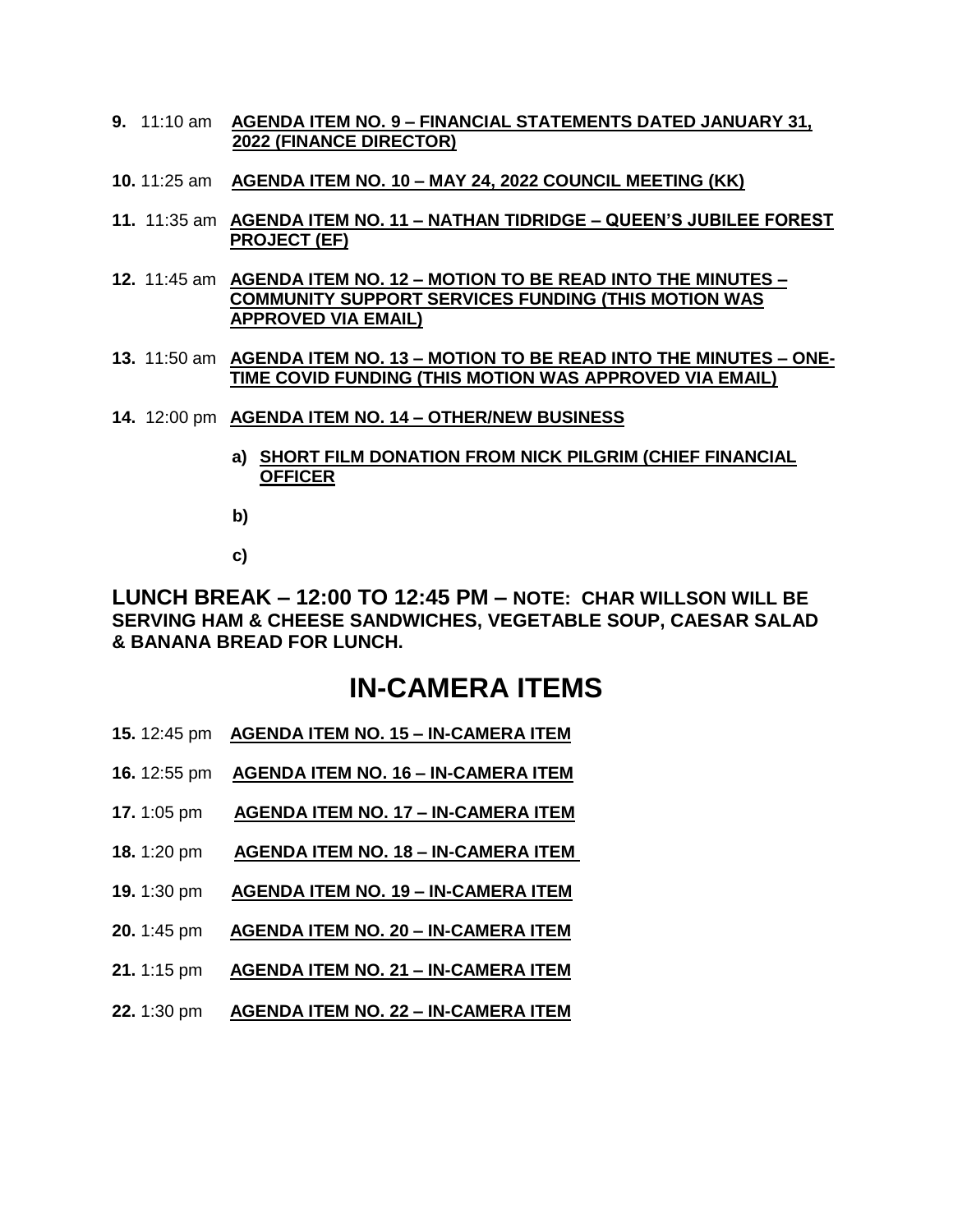**9.** 11:10 am **AGENDA ITEM NO. 9 – FINANCIAL STATEMENTS DATED JANUARY 31, 2022 (FINANCE DIRECTOR)**

**10.** 11:25 am **AGENDA ITEM NO. 10 – MAY 24, 2022 COUNCIL MEETING (KK)**

**11.** 11:35 am **AGENDA ITEM NO. 11 – NATHAN TIDRIDGE – QUEEN'S JUBILEE FOREST PROJECT (EF)**

**12.** 11:45 am **AGENDA ITEM NO. 12 – MOTION TO BE READ INTO THE MINUTES – COMMUNITY SUPPORT SERVICES FUNDING (THIS MOTION WAS APPROVED VIA EMAIL)**

**13.** 11:50 am **AGENDA ITEM NO. 13 – MOTION TO BE READ INTO THE MINUTES – ONE-TIME COVID FUNDING (THIS MOTION WAS APPROVED VIA EMAIL)**

**14.** 12:00 pm **AGENDA ITEM NO. 14 – OTHER/NEW BUSINESS**

- **a) SHORT FILM DONATION FROM NICK PILGRIM (CHIEF FINANCIAL OFFICER**
- **b)**
- **c)**

**LUNCH BREAK – 12:00 TO 12:45 PM – NOTE: CHAR WILLSON WILL BE SERVING HAM & CHEESE SANDWICHES, VEGETABLE SOUP, CAESAR SALAD & BANANA BREAD FOR LUNCH.**

# IN-CAMERA ITEMS

**15.** 12:45 pm **AGENDA ITEM NO. 15 – IN-CAMERA ITEM**

**16.** 12:55 pm **AGENDA ITEM NO. 16 – IN-CAMERA ITEM**

**17.** 1:05 pm **AGENDA ITEM NO. 17 – IN-CAMERA ITEM**

**18.** 1:20 pm **AGENDA ITEM NO. 18 – IN-CAMERA ITEM**

**19.** 1:30 pm **AGENDA ITEM NO. 19 – IN-CAMERA ITEM**

**20.** 1:45 pm **AGENDA ITEM NO. 20 – IN-CAMERA ITEM**

**21.** 1:15 pm **AGENDA ITEM NO. 21 – IN-CAMERA ITEM**

**22.** 1:30 pm **AGENDA ITEM NO. 22 – IN-CAMERA ITEM**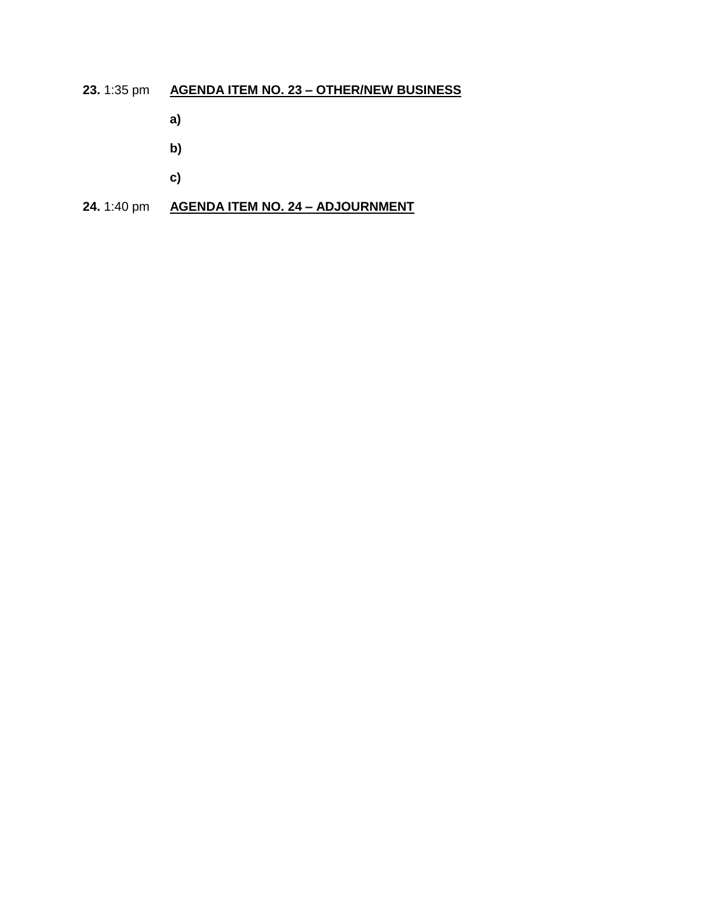**23.** 1:35 pm **AGENDA ITEM NO. 23 – OTHER/NEW BUSINESS**

**a)**

**b)**

**c)**

**24.** 1:40 pm **AGENDA ITEM NO. 24 – ADJOURNMENT**